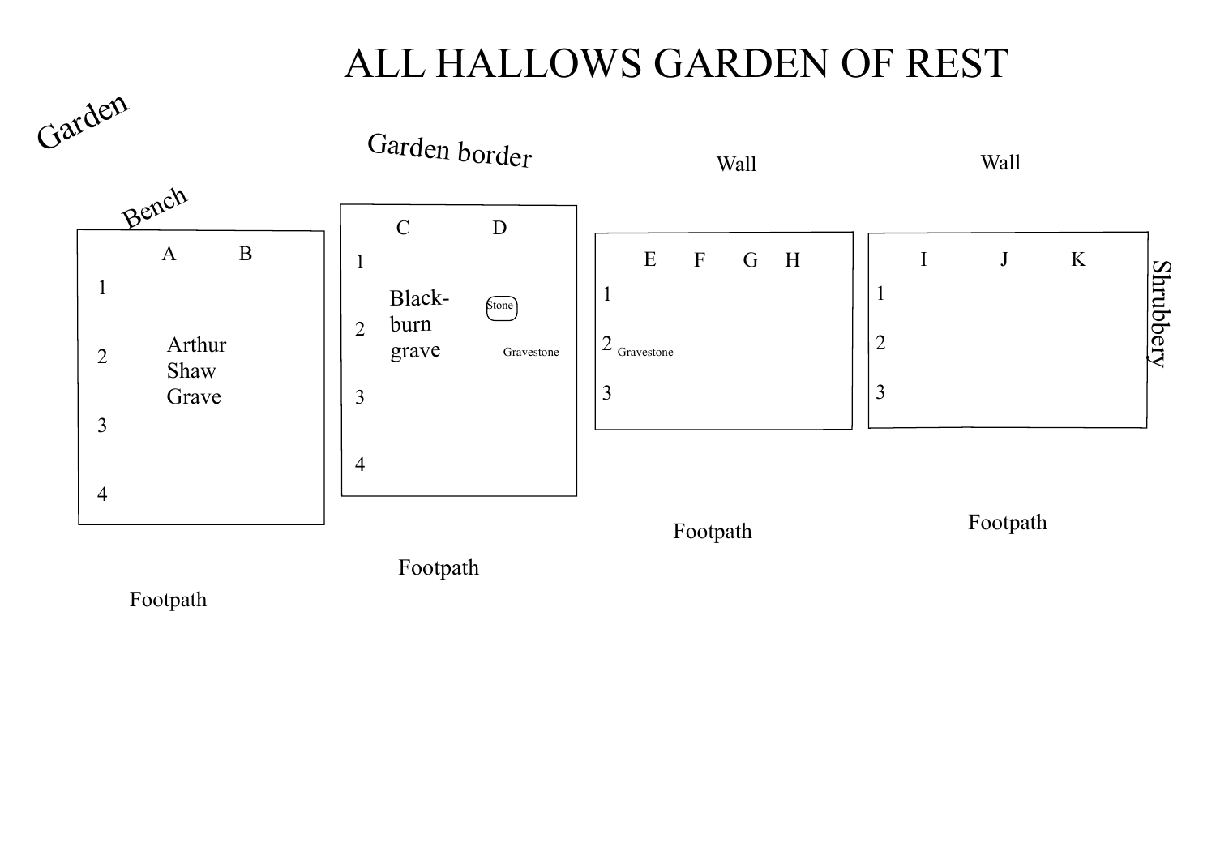# ALL HALLOWS GARDEN OF REST

Garden

Garden border

Wall

Wall

Bench

| | A | B |
|---|---|---|
| 1 | | |
| 2 | Arthur Shaw Grave | |
| 3 | | |
| 4 | | |

| | C | D |
|---|---|---|
| 1 | | |
| 2 | Black-burn grave | Stone / Gravestone |
| 3 | | |
| 4 | | |

| | E | F | G | H |
|---|---|---|---|---|
| 1 | | | | |
| 2 | Gravestone | | | |
| 3 | | | | |

| | I | J | K |
|---|---|---|---|
| 1 | | | |
| 2 | | | |
| 3 | | | |

Shrubbery

Footpath

Footpath

Footpath

Footpath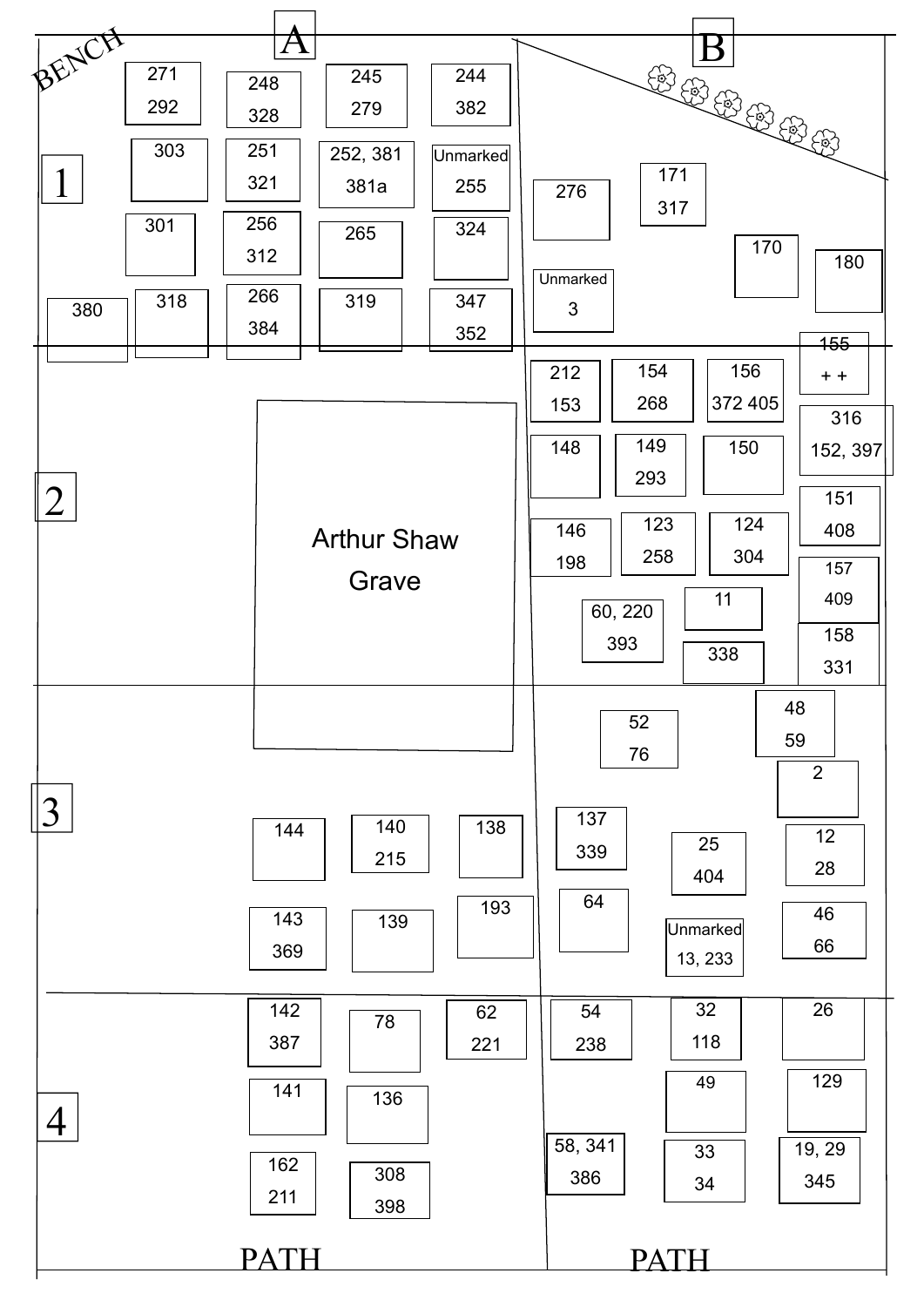BENCH

A | B

1

| 271 292 | 248 328 | 245 279 | 244 382 |
|---|---|---|---|
| 303 | 251 321 | 252, 381 381a | Unmarked 255 |
| 301 | 256 312 | 265 | 324 |
| 380 | 318 | 266 384 | 319 | 347 352 |

| 276 | 171 317 | | |
|---|---|---|---|
| Unmarked 3 | | 170 | 180 |

2

Arthur Shaw Grave

| 212 153 | 154 268 | 156 372 405 | 155 + + |
|---|---|---|---|
| 148 | 149 293 | 150 | 316 152, 397 |
| 146 198 | 123 258 | 124 304 | 151 408 |
| 60, 220 393 | 11 | | 157 409 |
| | 338 | | 158 331 |

3

| 52 76 | 48 59 |
|---|---|
| | 2 |

| 144 | 140 215 | 138 | 137 339 | 25 404 | 12 28 |
|---|---|---|---|---|---|
| 143 369 | 139 | 193 | 64 | Unmarked 13, 233 | 46 66 |

4

| 142 387 | 78 | 62 221 | 54 238 | 32 118 | 26 |
|---|---|---|---|---|---|
| 141 | 136 | | | 49 | 129 |
| 162 211 | 308 398 | | 58, 341 386 | 33 34 | 19, 29 345 |

PATH PATH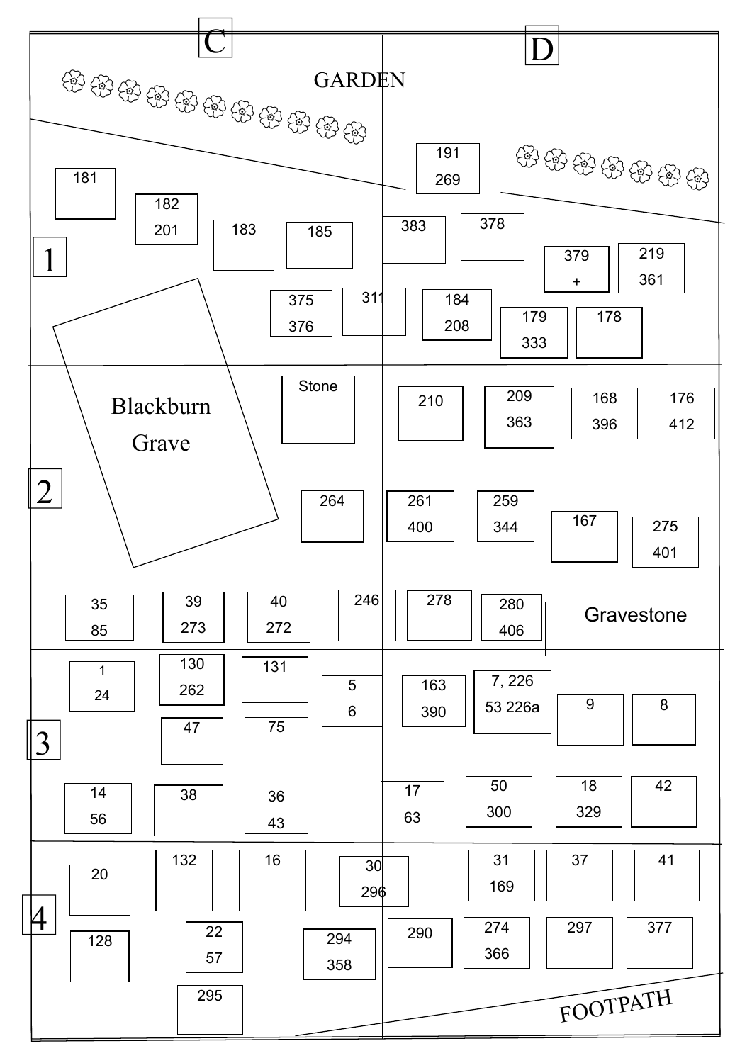C

D

GARDEN

181

182
201

183

185

191
269

383

378

379
+

219
361

1

375
376

311

184
208

179
333

178

Blackburn Grave

Stone

210

209
363

168
396

176
412

2

264

261
400

259
344

167

275
401

35
85

39
273

40
272

246

278

280
406

Gravestone

1
24

130
262

131

5
6

163
390

7, 226
53 226a

9

8

3

47

75

14
56

38

36
43

17
63

50
300

18
329

42

20

132

16

30
296

31
169

37

41

4

128

22
57

294
358

290

274
366

297

377

295

FOOTPATH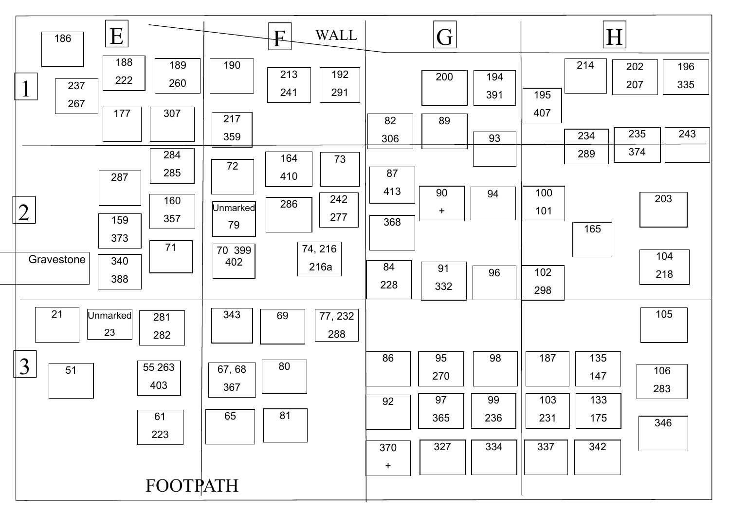| | E | F | G | H |
|---|---|---|---|---|
| 1 | 186; 188 222; 189 260; 237 267; 177; 307 | 190; 213 241; 192 291; 217 359 | 200; 194 391; 82 306; 89; 93 | 214; 202 207; 196 335; 195 407; 234 289; 235 374; 243 |
| 2 | 284 285; 287; 160 357; 159 373; 71; Gravestone; 340 388 | 72; 164 410; 73; Unmarked 79; 286; 242 277; 70 399 402; 74, 216 216a | 87 413; 90 +; 94; 368; 84 228; 91 332; 96 | 100 101; 203; 165; 104 218; 102 298 |
| 3 | 21; Unmarked 23; 281 282; 51; 55 263 403; 61 223 | 343; 69; 77, 232 288; 67, 68 367; 80; 65; 81 | 86; 95 270; 98; 92; 97 365; 99 236; 370 +; 327; 334 | 105; 187; 135 147; 106 283; 103 231; 133 175; 346; 337; 342 |

WALL

FOOTPATH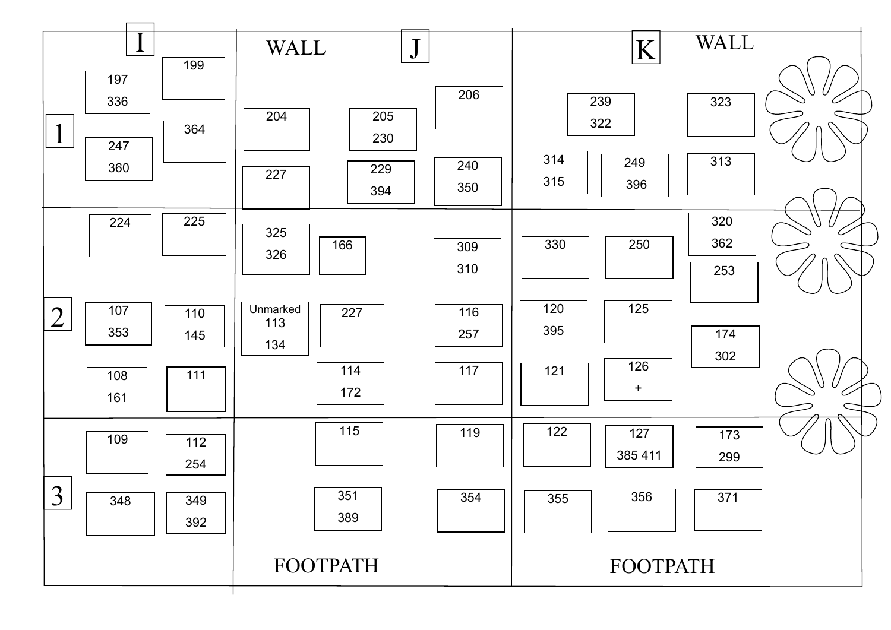WALL

| | I | J | K |
|---|---|---|---|
| 1 | 197 336; 199; 247 360; 364 | 204; 205 230; 206; 227; 229 394; 240 350 | 239 322; 323; 314 315; 249 396; 313 |
| 2 | 224; 225; 107 353; 110 145; 108 161; 111 | 325 326; 166; 309 310; Unmarked 113 134; 227; 116 257; 114 172; 117 | 330; 250; 320 362; 253; 120 395; 125; 174 302; 121; 126 + |
| 3 | 109; 112 254; 348; 349 392 | 115; 119; 351 389; 354 | 122; 127 385 411; 173 299; 355; 356; 371 |

FOOTPATH